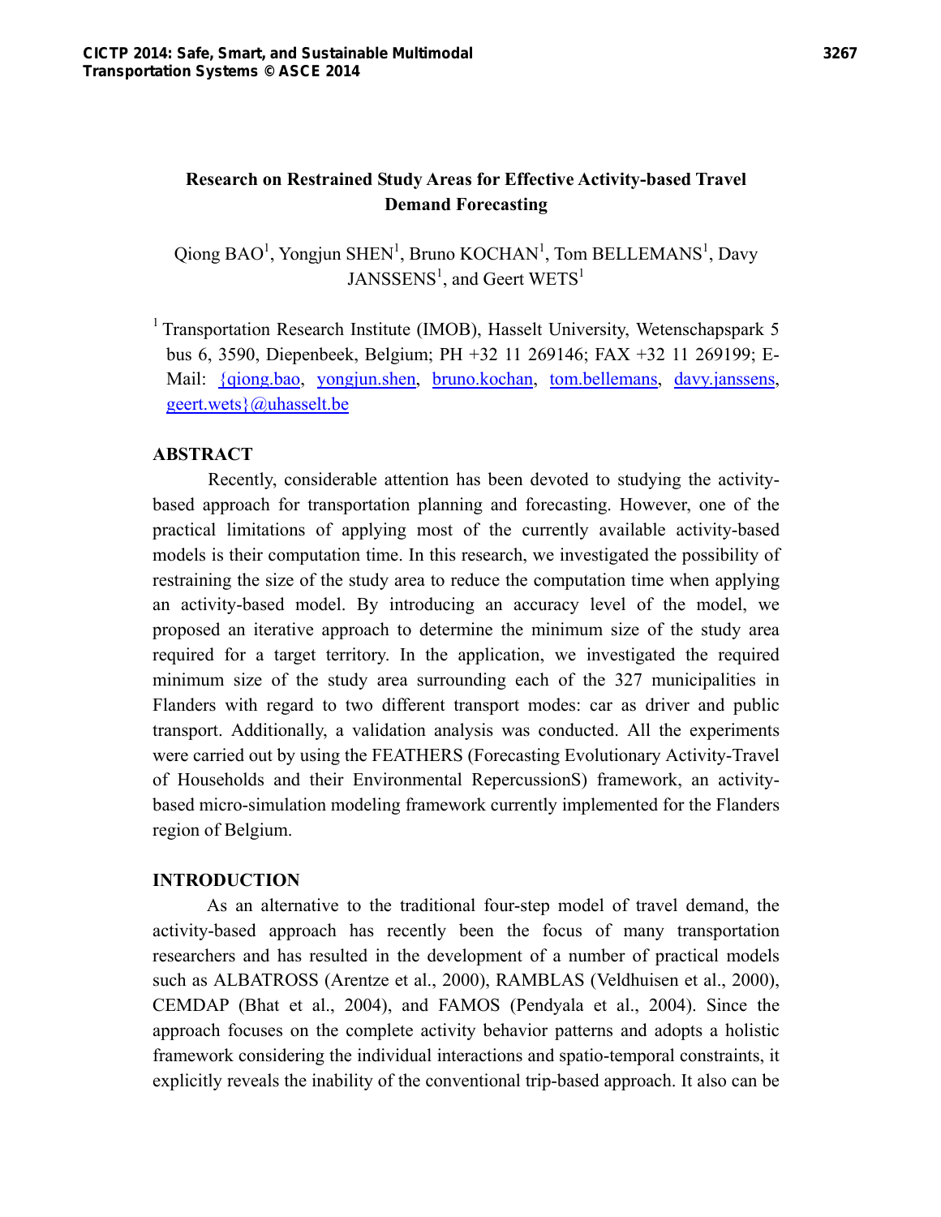# Research on Restrained Study Areas for Effective Activity-based Travel Demand Forecasting

Qiong BAO[1], Yongjun SHEN[1], Bruno KOCHAN[1], Tom BELLEMANS[1], Davy JANSSENS[1], and Geert WETS[1]

[1] Transportation Research Institute (IMOB), Hasselt University, Wetenschapspark 5 bus 6, 3590, Diepenbeek, Belgium; PH +32 11 269146; FAX +32 11 269199; E-Mail: {qiong.bao, yongjun.shen, bruno.kochan, tom.bellemans, davy.janssens, geert.wets}@uhasselt.be

## ABSTRACT

Recently, considerable attention has been devoted to studying the activity-based approach for transportation planning and forecasting. However, one of the practical limitations of applying most of the currently available activity-based models is their computation time. In this research, we investigated the possibility of restraining the size of the study area to reduce the computation time when applying an activity-based model. By introducing an accuracy level of the model, we proposed an iterative approach to determine the minimum size of the study area required for a target territory. In the application, we investigated the required minimum size of the study area surrounding each of the 327 municipalities in Flanders with regard to two different transport modes: car as driver and public transport. Additionally, a validation analysis was conducted. All the experiments were carried out by using the FEATHERS (Forecasting Evolutionary Activity-Travel of Households and their Environmental RepercussionS) framework, an activity-based micro-simulation modeling framework currently implemented for the Flanders region of Belgium.

## INTRODUCTION

As an alternative to the traditional four-step model of travel demand, the activity-based approach has recently been the focus of many transportation researchers and has resulted in the development of a number of practical models such as ALBATROSS (Arentze et al., 2000), RAMBLAS (Veldhuisen et al., 2000), CEMDAP (Bhat et al., 2004), and FAMOS (Pendyala et al., 2004). Since the approach focuses on the complete activity behavior patterns and adopts a holistic framework considering the individual interactions and spatio-temporal constraints, it explicitly reveals the inability of the conventional trip-based approach. It also can be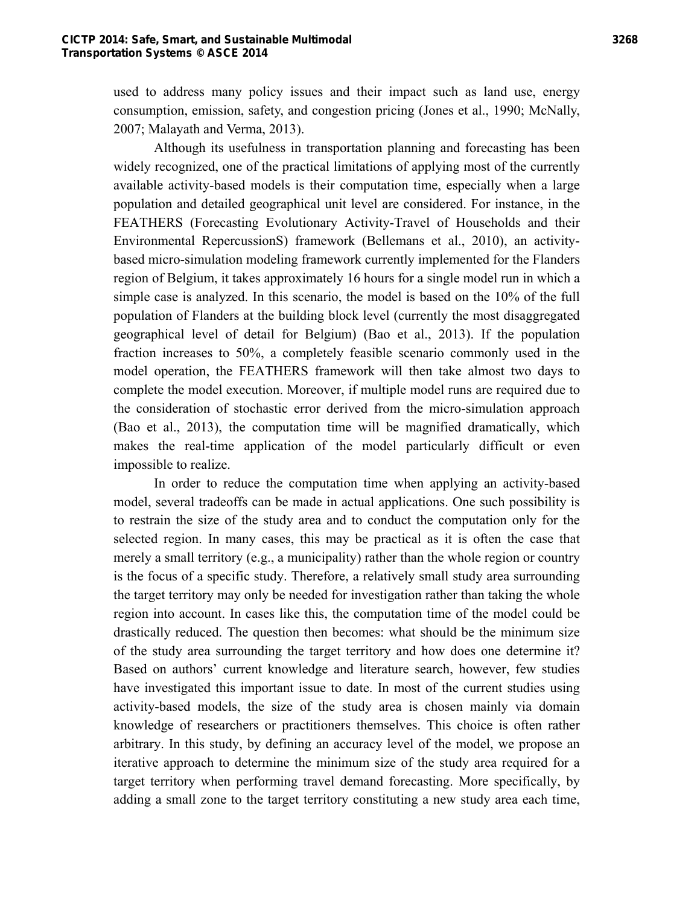used to address many policy issues and their impact such as land use, energy consumption, emission, safety, and congestion pricing (Jones et al., 1990; McNally, 2007; Malayath and Verma, 2013).

Although its usefulness in transportation planning and forecasting has been widely recognized, one of the practical limitations of applying most of the currently available activity-based models is their computation time, especially when a large population and detailed geographical unit level are considered. For instance, in the FEATHERS (Forecasting Evolutionary Activity-Travel of Households and their Environmental RepercussionS) framework (Bellemans et al., 2010), an activity-based micro-simulation modeling framework currently implemented for the Flanders region of Belgium, it takes approximately 16 hours for a single model run in which a simple case is analyzed. In this scenario, the model is based on the 10% of the full population of Flanders at the building block level (currently the most disaggregated geographical level of detail for Belgium) (Bao et al., 2013). If the population fraction increases to 50%, a completely feasible scenario commonly used in the model operation, the FEATHERS framework will then take almost two days to complete the model execution. Moreover, if multiple model runs are required due to the consideration of stochastic error derived from the micro-simulation approach (Bao et al., 2013), the computation time will be magnified dramatically, which makes the real-time application of the model particularly difficult or even impossible to realize.

In order to reduce the computation time when applying an activity-based model, several tradeoffs can be made in actual applications. One such possibility is to restrain the size of the study area and to conduct the computation only for the selected region. In many cases, this may be practical as it is often the case that merely a small territory (e.g., a municipality) rather than the whole region or country is the focus of a specific study. Therefore, a relatively small study area surrounding the target territory may only be needed for investigation rather than taking the whole region into account. In cases like this, the computation time of the model could be drastically reduced. The question then becomes: what should be the minimum size of the study area surrounding the target territory and how does one determine it? Based on authors' current knowledge and literature search, however, few studies have investigated this important issue to date. In most of the current studies using activity-based models, the size of the study area is chosen mainly via domain knowledge of researchers or practitioners themselves. This choice is often rather arbitrary. In this study, by defining an accuracy level of the model, we propose an iterative approach to determine the minimum size of the study area required for a target territory when performing travel demand forecasting. More specifically, by adding a small zone to the target territory constituting a new study area each time,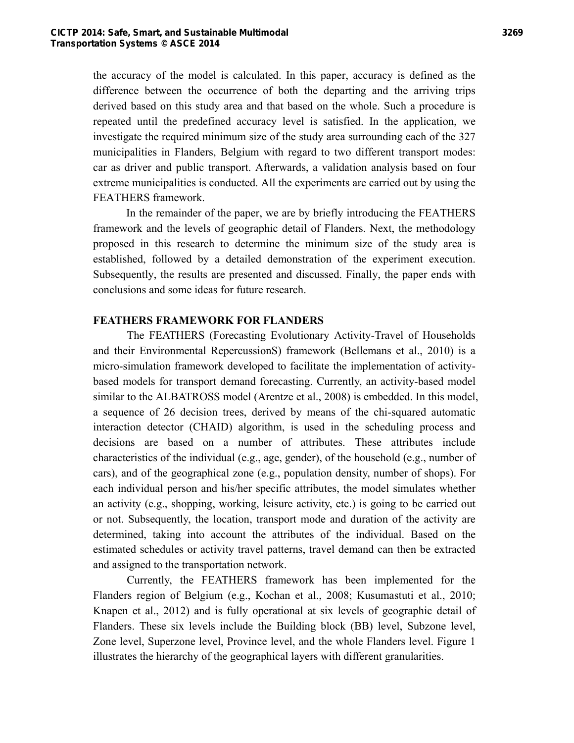the accuracy of the model is calculated. In this paper, accuracy is defined as the difference between the occurrence of both the departing and the arriving trips derived based on this study area and that based on the whole. Such a procedure is repeated until the predefined accuracy level is satisfied. In the application, we investigate the required minimum size of the study area surrounding each of the 327 municipalities in Flanders, Belgium with regard to two different transport modes: car as driver and public transport. Afterwards, a validation analysis based on four extreme municipalities is conducted. All the experiments are carried out by using the FEATHERS framework.

In the remainder of the paper, we are by briefly introducing the FEATHERS framework and the levels of geographic detail of Flanders. Next, the methodology proposed in this research to determine the minimum size of the study area is established, followed by a detailed demonstration of the experiment execution. Subsequently, the results are presented and discussed. Finally, the paper ends with conclusions and some ideas for future research.

## FEATHERS FRAMEWORK FOR FLANDERS

The FEATHERS (Forecasting Evolutionary Activity-Travel of Households and their Environmental RepercussionS) framework (Bellemans et al., 2010) is a micro-simulation framework developed to facilitate the implementation of activity-based models for transport demand forecasting. Currently, an activity-based model similar to the ALBATROSS model (Arentze et al., 2008) is embedded. In this model, a sequence of 26 decision trees, derived by means of the chi-squared automatic interaction detector (CHAID) algorithm, is used in the scheduling process and decisions are based on a number of attributes. These attributes include characteristics of the individual (e.g., age, gender), of the household (e.g., number of cars), and of the geographical zone (e.g., population density, number of shops). For each individual person and his/her specific attributes, the model simulates whether an activity (e.g., shopping, working, leisure activity, etc.) is going to be carried out or not. Subsequently, the location, transport mode and duration of the activity are determined, taking into account the attributes of the individual. Based on the estimated schedules or activity travel patterns, travel demand can then be extracted and assigned to the transportation network.

Currently, the FEATHERS framework has been implemented for the Flanders region of Belgium (e.g., Kochan et al., 2008; Kusumastuti et al., 2010; Knapen et al., 2012) and is fully operational at six levels of geographic detail of Flanders. These six levels include the Building block (BB) level, Subzone level, Zone level, Superzone level, Province level, and the whole Flanders level. Figure 1 illustrates the hierarchy of the geographical layers with different granularities.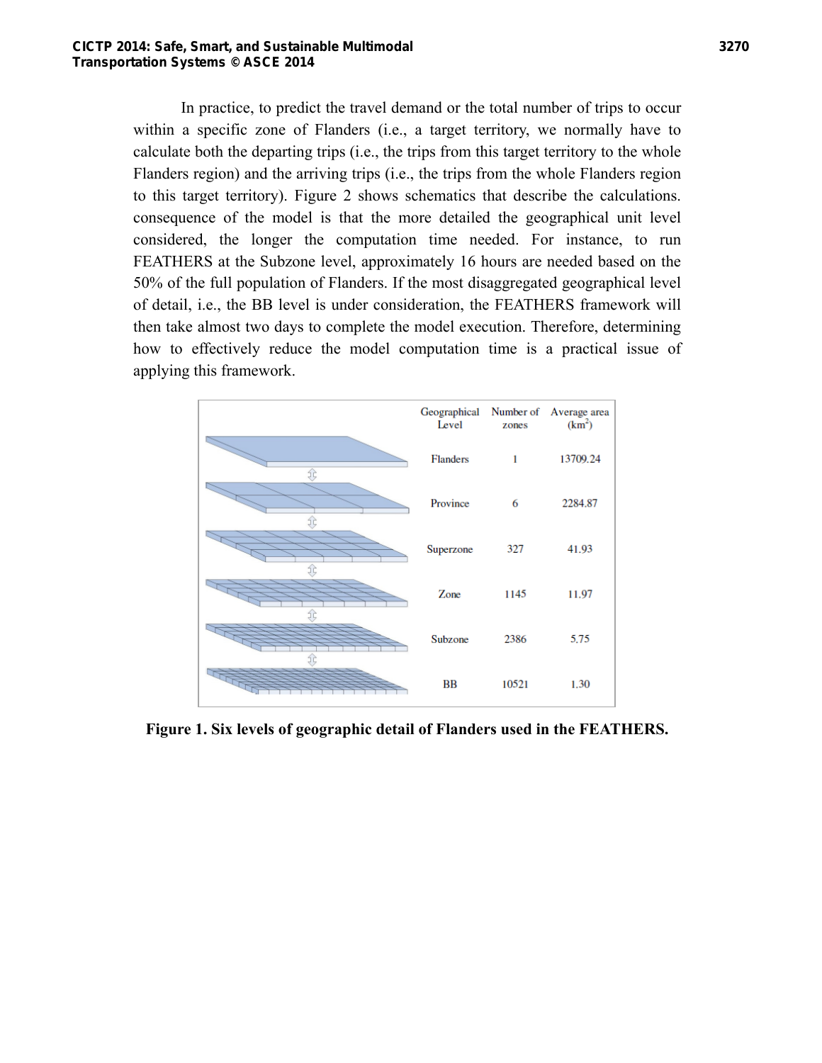In practice, to predict the travel demand or the total number of trips to occur within a specific zone of Flanders (i.e., a target territory, we normally have to calculate both the departing trips (i.e., the trips from this target territory to the whole Flanders region) and the arriving trips (i.e., the trips from the whole Flanders region to this target territory). Figure 2 shows schematics that describe the calculations. consequence of the model is that the more detailed the geographical unit level considered, the longer the computation time needed. For instance, to run FEATHERS at the Subzone level, approximately 16 hours are needed based on the 50% of the full population of Flanders. If the most disaggregated geographical level of detail, i.e., the BB level is under consideration, the FEATHERS framework will then take almost two days to complete the model execution. Therefore, determining how to effectively reduce the model computation time is a practical issue of applying this framework.

| Geographical Level | Number of zones | Average area (km$^2$) |
|---|---|---|
| Flanders | 1 | 13709.24 |
| Province | 6 | 2284.87 |
| Superzone | 327 | 41.93 |
| Zone | 1145 | 11.97 |
| Subzone | 2386 | 5.75 |
| BB | 10521 | 1.30 |

**Figure 1. Six levels of geographic detail of Flanders used in the FEATHERS.**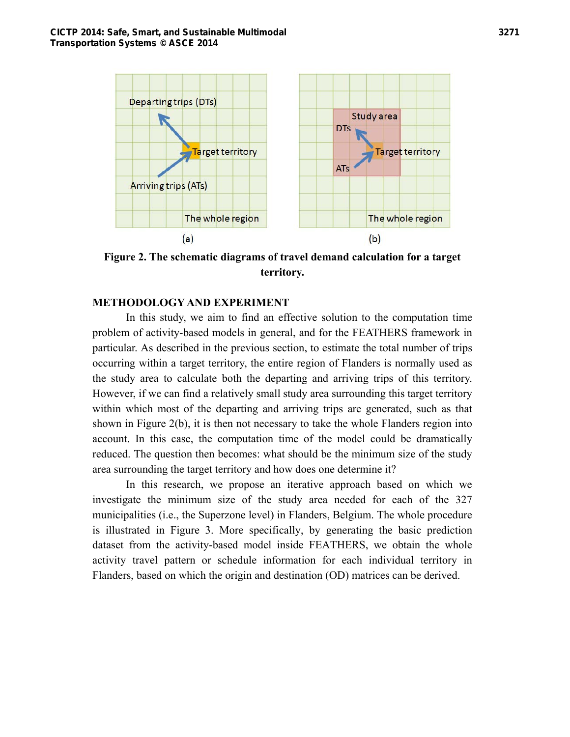**Figure 2. The schematic diagrams of travel demand calculation for a target territory.**

## METHODOLOGY AND EXPERIMENT

In this study, we aim to find an effective solution to the computation time problem of activity-based models in general, and for the FEATHERS framework in particular. As described in the previous section, to estimate the total number of trips occurring within a target territory, the entire region of Flanders is normally used as the study area to calculate both the departing and arriving trips of this territory. However, if we can find a relatively small study area surrounding this target territory within which most of the departing and arriving trips are generated, such as that shown in Figure 2(b), it is then not necessary to take the whole Flanders region into account. In this case, the computation time of the model could be dramatically reduced. The question then becomes: what should be the minimum size of the study area surrounding the target territory and how does one determine it?

In this research, we propose an iterative approach based on which we investigate the minimum size of the study area needed for each of the 327 municipalities (i.e., the Superzone level) in Flanders, Belgium. The whole procedure is illustrated in Figure 3. More specifically, by generating the basic prediction dataset from the activity-based model inside FEATHERS, we obtain the whole activity travel pattern or schedule information for each individual territory in Flanders, based on which the origin and destination (OD) matrices can be derived.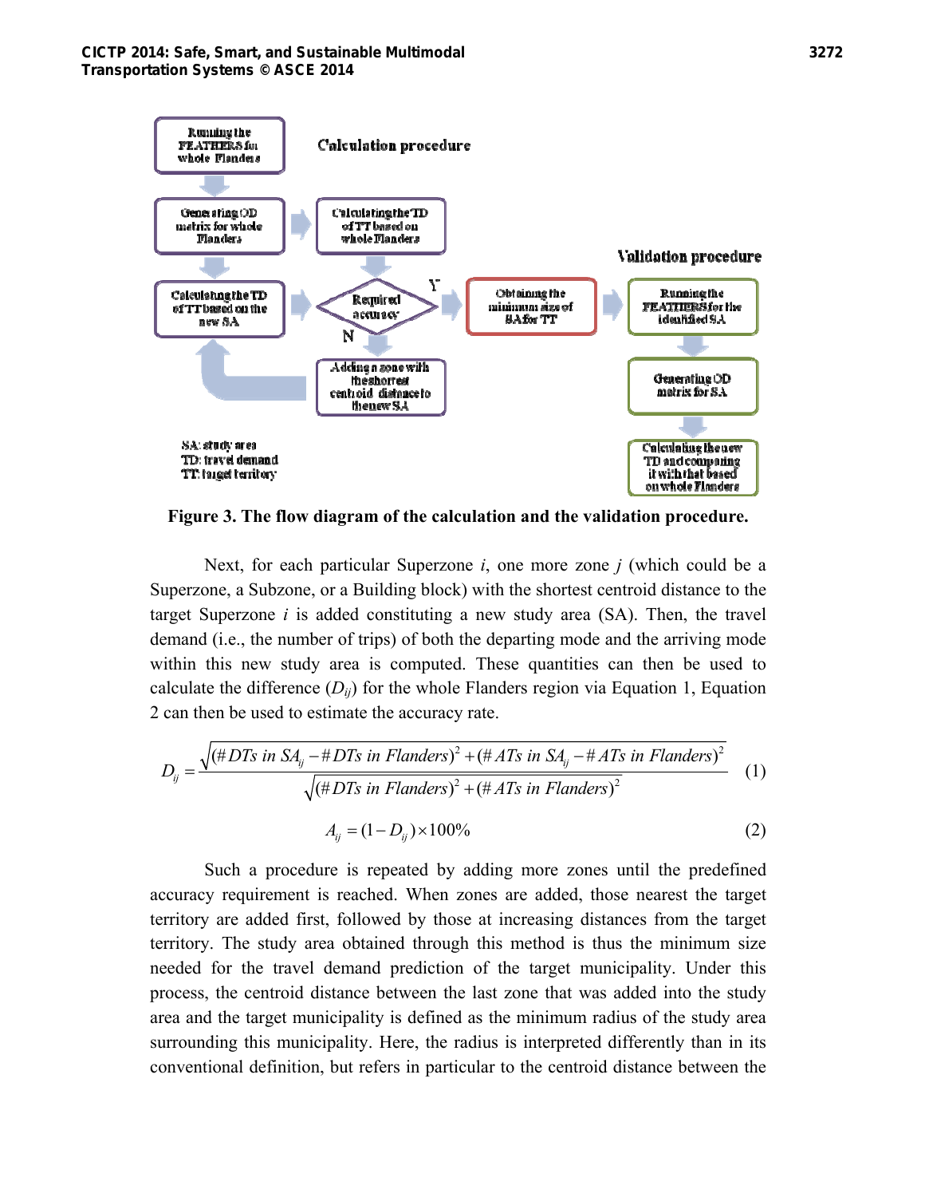**Figure 3. The flow diagram of the calculation and the validation procedure.**

Next, for each particular Superzone $i$, one more zone $j$ (which could be a Superzone, a Subzone, or a Building block) with the shortest centroid distance to the target Superzone $i$ is added constituting a new study area (SA). Then, the travel demand (i.e., the number of trips) of both the departing mode and the arriving mode within this new study area is computed. These quantities can then be used to calculate the difference ($D_{ij}$) for the whole Flanders region via Equation 1, Equation 2 can then be used to estimate the accuracy rate.

$$D_{ij} = \frac{\sqrt{(\#DTs\ in\ SA_{ij} - \#DTs\ in\ Flanders)^2 + (\#ATs\ in\ SA_{ij} - \#ATs\ in\ Flanders)^2}}{\sqrt{(\#DTs\ in\ Flanders)^2 + (\#ATs\ in\ Flanders)^2}} \quad (1)$$

$$A_{ij} = (1 - D_{ij}) \times 100\% \quad (2)$$

Such a procedure is repeated by adding more zones until the predefined accuracy requirement is reached. When zones are added, those nearest the target territory are added first, followed by those at increasing distances from the target territory. The study area obtained through this method is thus the minimum size needed for the travel demand prediction of the target municipality. Under this process, the centroid distance between the last zone that was added into the study area and the target municipality is defined as the minimum radius of the study area surrounding this municipality. Here, the radius is interpreted differently than in its conventional definition, but refers in particular to the centroid distance between the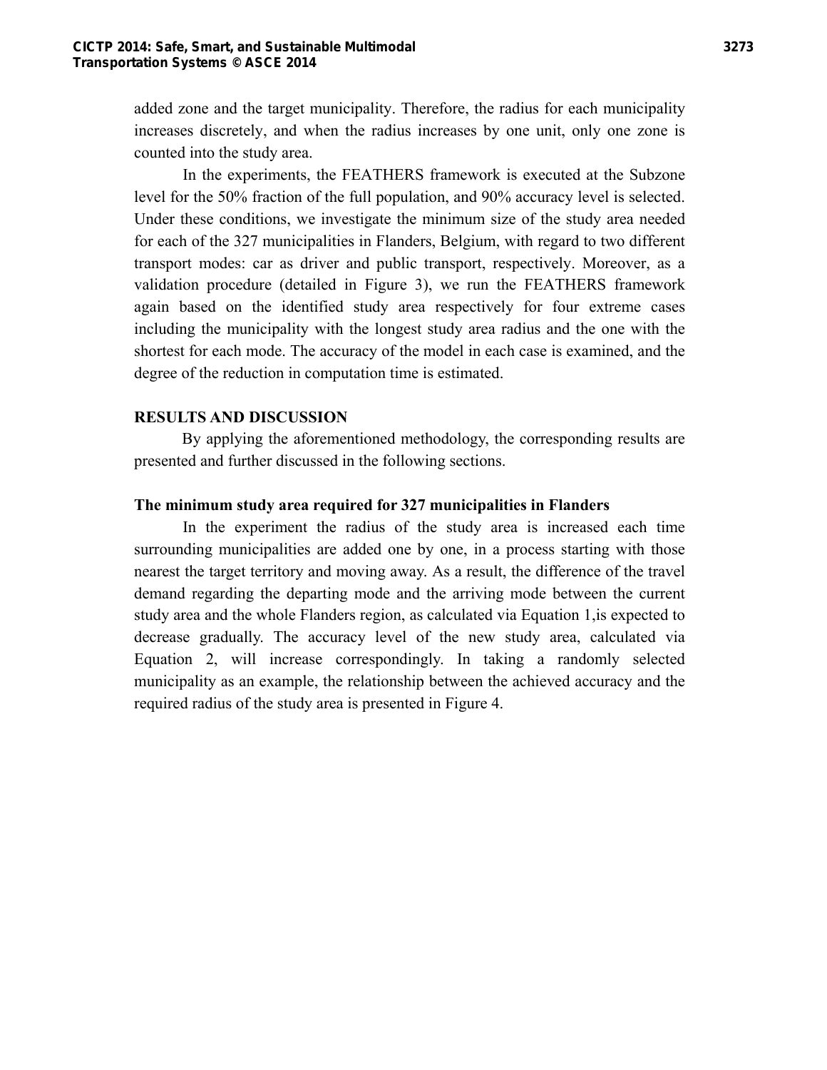added zone and the target municipality. Therefore, the radius for each municipality increases discretely, and when the radius increases by one unit, only one zone is counted into the study area.

In the experiments, the FEATHERS framework is executed at the Subzone level for the 50% fraction of the full population, and 90% accuracy level is selected. Under these conditions, we investigate the minimum size of the study area needed for each of the 327 municipalities in Flanders, Belgium, with regard to two different transport modes: car as driver and public transport, respectively. Moreover, as a validation procedure (detailed in Figure 3), we run the FEATHERS framework again based on the identified study area respectively for four extreme cases including the municipality with the longest study area radius and the one with the shortest for each mode. The accuracy of the model in each case is examined, and the degree of the reduction in computation time is estimated.

## RESULTS AND DISCUSSION

By applying the aforementioned methodology, the corresponding results are presented and further discussed in the following sections.

### The minimum study area required for 327 municipalities in Flanders

In the experiment the radius of the study area is increased each time surrounding municipalities are added one by one, in a process starting with those nearest the target territory and moving away. As a result, the difference of the travel demand regarding the departing mode and the arriving mode between the current study area and the whole Flanders region, as calculated via Equation 1,is expected to decrease gradually. The accuracy level of the new study area, calculated via Equation 2, will increase correspondingly. In taking a randomly selected municipality as an example, the relationship between the achieved accuracy and the required radius of the study area is presented in Figure 4.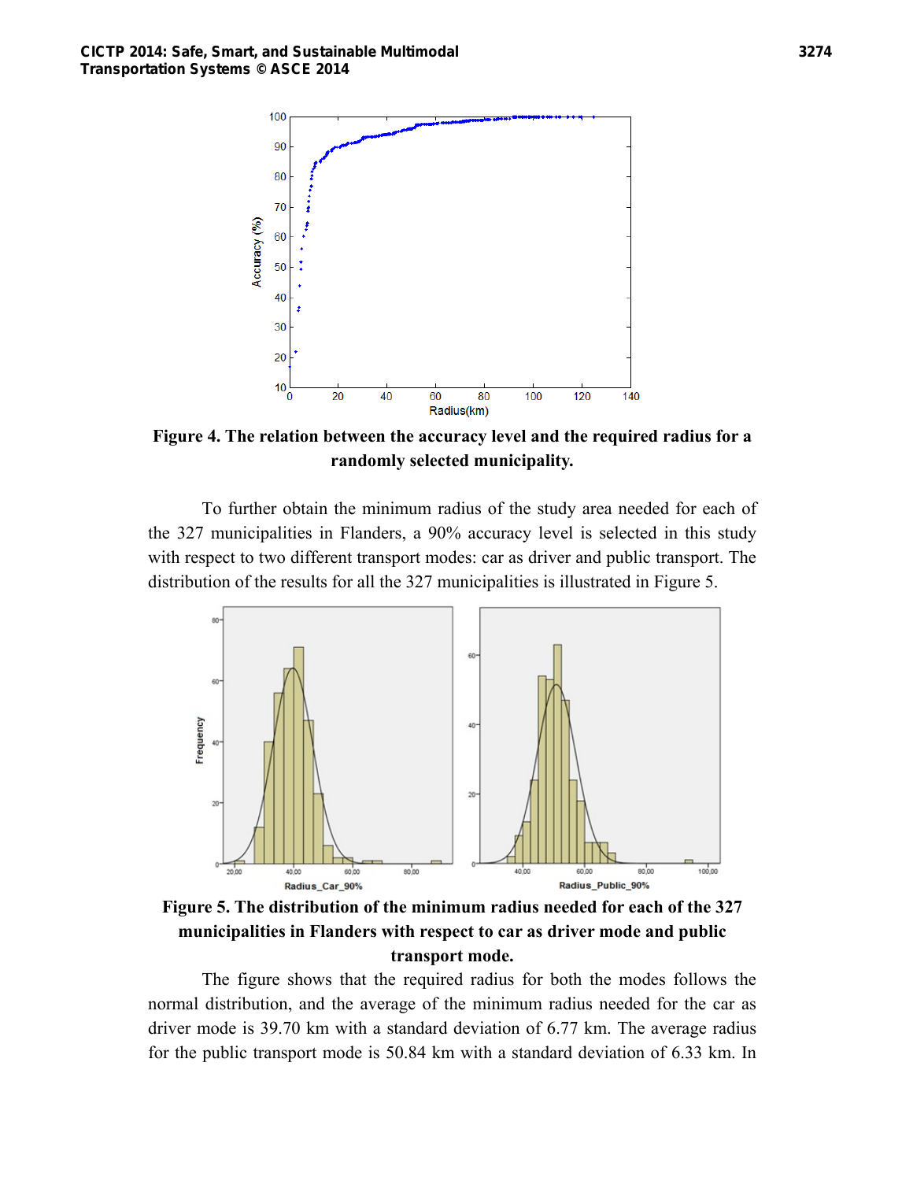**Figure 4. The relation between the accuracy level and the required radius for a randomly selected municipality.**

To further obtain the minimum radius of the study area needed for each of the 327 municipalities in Flanders, a 90% accuracy level is selected in this study with respect to two different transport modes: car as driver and public transport. The distribution of the results for all the 327 municipalities is illustrated in Figure 5.

**Figure 5. The distribution of the minimum radius needed for each of the 327 municipalities in Flanders with respect to car as driver mode and public transport mode.**

The figure shows that the required radius for both the modes follows the normal distribution, and the average of the minimum radius needed for the car as driver mode is 39.70 km with a standard deviation of 6.77 km. The average radius for the public transport mode is 50.84 km with a standard deviation of 6.33 km. In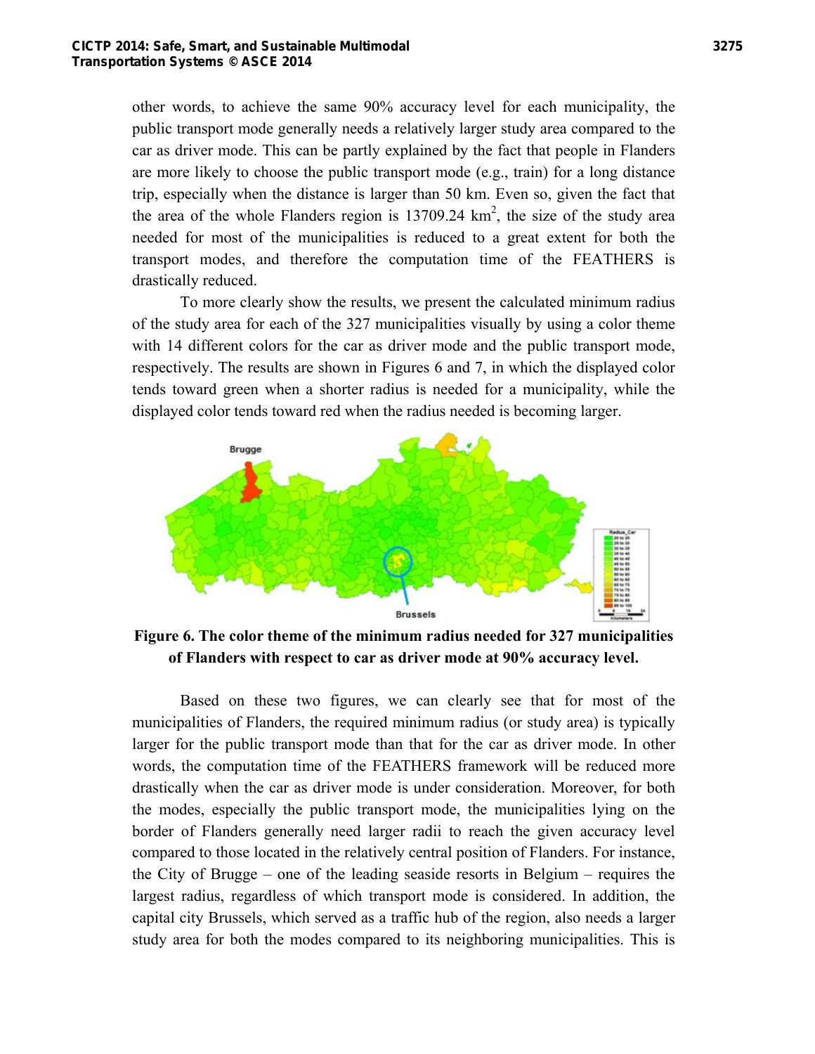other words, to achieve the same 90% accuracy level for each municipality, the public transport mode generally needs a relatively larger study area compared to the car as driver mode. This can be partly explained by the fact that people in Flanders are more likely to choose the public transport mode (e.g., train) for a long distance trip, especially when the distance is larger than 50 km. Even so, given the fact that the area of the whole Flanders region is 13709.24 $km^2$, the size of the study area needed for most of the municipalities is reduced to a great extent for both the transport modes, and therefore the computation time of the FEATHERS is drastically reduced.

To more clearly show the results, we present the calculated minimum radius of the study area for each of the 327 municipalities visually by using a color theme with 14 different colors for the car as driver mode and the public transport mode, respectively. The results are shown in Figures 6 and 7, in which the displayed color tends toward green when a shorter radius is needed for a municipality, while the displayed color tends toward red when the radius needed is becoming larger.

**Figure 6. The color theme of the minimum radius needed for 327 municipalities of Flanders with respect to car as driver mode at 90% accuracy level.**

Based on these two figures, we can clearly see that for most of the municipalities of Flanders, the required minimum radius (or study area) is typically larger for the public transport mode than that for the car as driver mode. In other words, the computation time of the FEATHERS framework will be reduced more drastically when the car as driver mode is under consideration. Moreover, for both the modes, especially the public transport mode, the municipalities lying on the border of Flanders generally need larger radii to reach the given accuracy level compared to those located in the relatively central position of Flanders. For instance, the City of Brugge – one of the leading seaside resorts in Belgium – requires the largest radius, regardless of which transport mode is considered. In addition, the capital city Brussels, which served as a traffic hub of the region, also needs a larger study area for both the modes compared to its neighboring municipalities. This is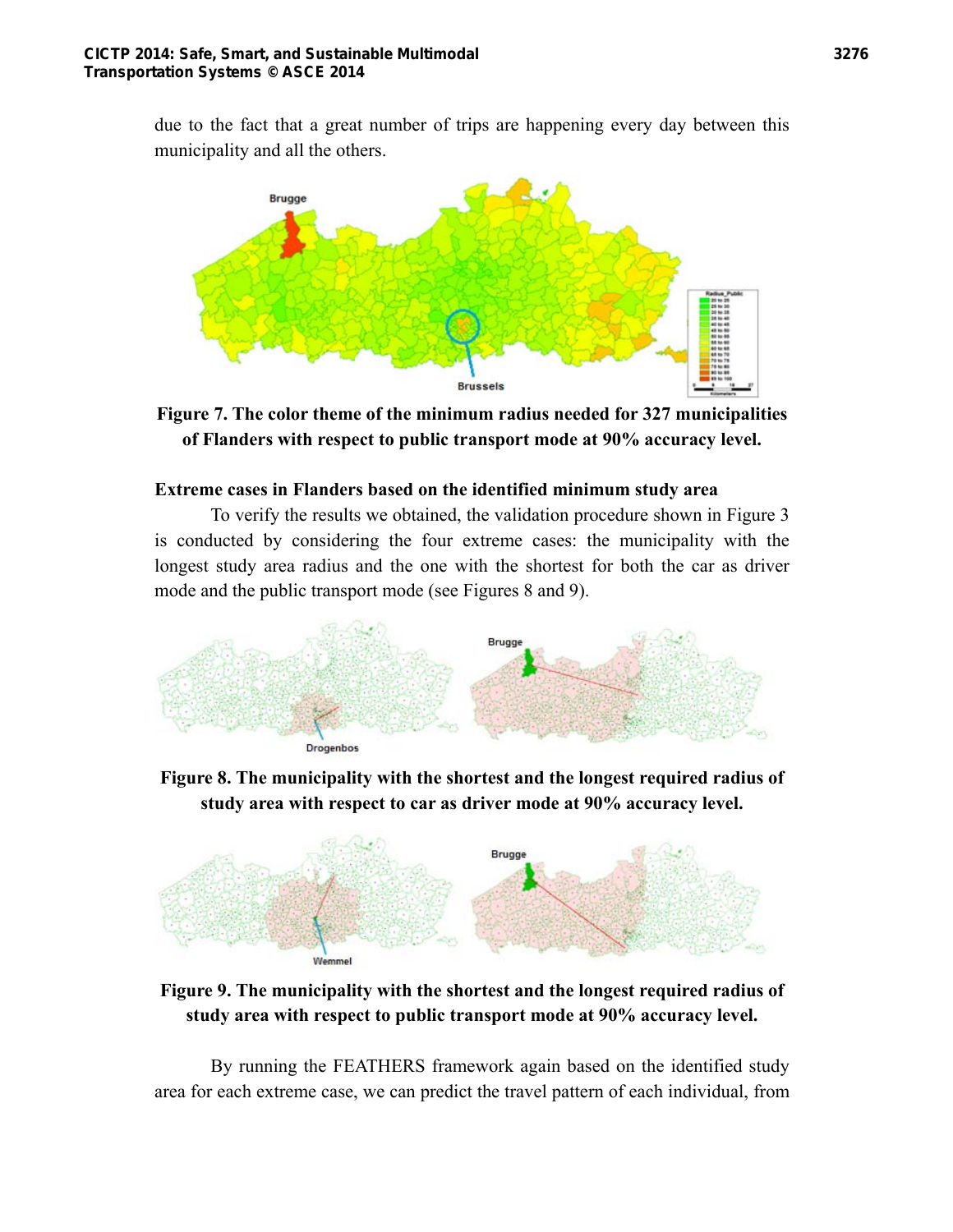due to the fact that a great number of trips are happening every day between this municipality and all the others.

**Figure 7. The color theme of the minimum radius needed for 327 municipalities of Flanders with respect to public transport mode at 90% accuracy level.**

### Extreme cases in Flanders based on the identified minimum study area

To verify the results we obtained, the validation procedure shown in Figure 3 is conducted by considering the four extreme cases: the municipality with the longest study area radius and the one with the shortest for both the car as driver mode and the public transport mode (see Figures 8 and 9).

**Figure 8. The municipality with the shortest and the longest required radius of study area with respect to car as driver mode at 90% accuracy level.**

**Figure 9. The municipality with the shortest and the longest required radius of study area with respect to public transport mode at 90% accuracy level.**

By running the FEATHERS framework again based on the identified study area for each extreme case, we can predict the travel pattern of each individual, from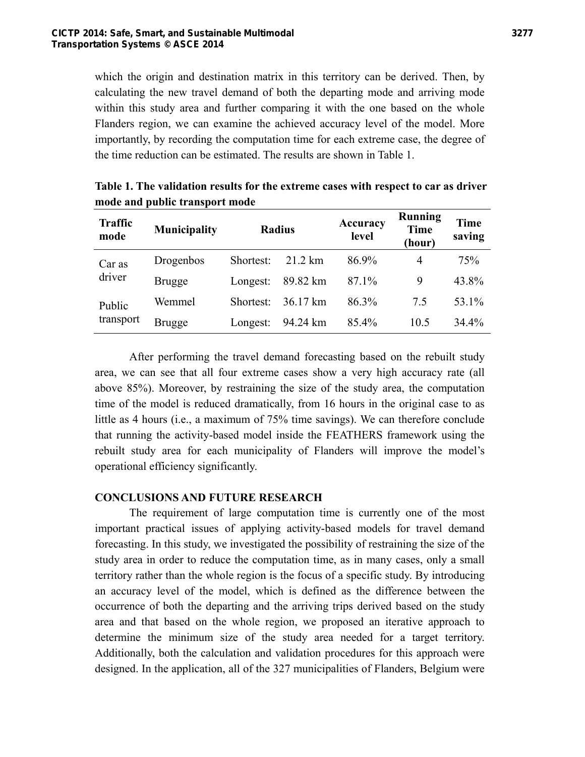which the origin and destination matrix in this territory can be derived. Then, by calculating the new travel demand of both the departing mode and arriving mode within this study area and further comparing it with the one based on the whole Flanders region, we can examine the achieved accuracy level of the model. More importantly, by recording the computation time for each extreme case, the degree of the time reduction can be estimated. The results are shown in Table 1.

**Table 1. The validation results for the extreme cases with respect to car as driver mode and public transport mode**

| Traffic mode | Municipality | Radius | | Accuracy level | Running Time (hour) | Time saving |
|---|---|---|---|---|---|---|
| Car as driver | Drogenbos | Shortest: | 21.2 km | 86.9% | 4 | 75% |
| | Brugge | Longest: | 89.82 km | 87.1% | 9 | 43.8% |
| Public transport | Wemmel | Shortest: | 36.17 km | 86.3% | 7.5 | 53.1% |
| | Brugge | Longest: | 94.24 km | 85.4% | 10.5 | 34.4% |

After performing the travel demand forecasting based on the rebuilt study area, we can see that all four extreme cases show a very high accuracy rate (all above 85%). Moreover, by restraining the size of the study area, the computation time of the model is reduced dramatically, from 16 hours in the original case to as little as 4 hours (i.e., a maximum of 75% time savings). We can therefore conclude that running the activity-based model inside the FEATHERS framework using the rebuilt study area for each municipality of Flanders will improve the model's operational efficiency significantly.

## CONCLUSIONS AND FUTURE RESEARCH

The requirement of large computation time is currently one of the most important practical issues of applying activity-based models for travel demand forecasting. In this study, we investigated the possibility of restraining the size of the study area in order to reduce the computation time, as in many cases, only a small territory rather than the whole region is the focus of a specific study. By introducing an accuracy level of the model, which is defined as the difference between the occurrence of both the departing and the arriving trips derived based on the study area and that based on the whole region, we proposed an iterative approach to determine the minimum size of the study area needed for a target territory. Additionally, both the calculation and validation procedures for this approach were designed. In the application, all of the 327 municipalities of Flanders, Belgium were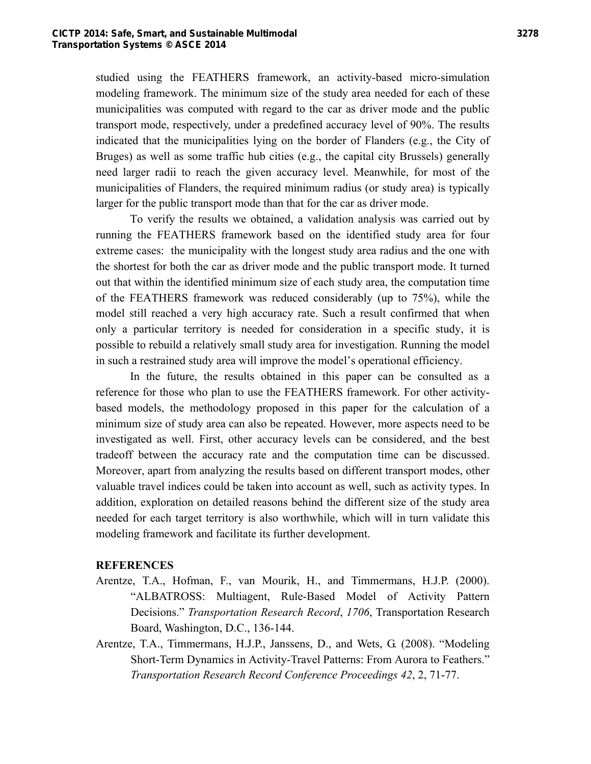studied using the FEATHERS framework, an activity-based micro-simulation modeling framework. The minimum size of the study area needed for each of these municipalities was computed with regard to the car as driver mode and the public transport mode, respectively, under a predefined accuracy level of 90%. The results indicated that the municipalities lying on the border of Flanders (e.g., the City of Bruges) as well as some traffic hub cities (e.g., the capital city Brussels) generally need larger radii to reach the given accuracy level. Meanwhile, for most of the municipalities of Flanders, the required minimum radius (or study area) is typically larger for the public transport mode than that for the car as driver mode.

To verify the results we obtained, a validation analysis was carried out by running the FEATHERS framework based on the identified study area for four extreme cases: the municipality with the longest study area radius and the one with the shortest for both the car as driver mode and the public transport mode. It turned out that within the identified minimum size of each study area, the computation time of the FEATHERS framework was reduced considerably (up to 75%), while the model still reached a very high accuracy rate. Such a result confirmed that when only a particular territory is needed for consideration in a specific study, it is possible to rebuild a relatively small study area for investigation. Running the model in such a restrained study area will improve the model's operational efficiency.

In the future, the results obtained in this paper can be consulted as a reference for those who plan to use the FEATHERS framework. For other activity-based models, the methodology proposed in this paper for the calculation of a minimum size of study area can also be repeated. However, more aspects need to be investigated as well. First, other accuracy levels can be considered, and the best tradeoff between the accuracy rate and the computation time can be discussed. Moreover, apart from analyzing the results based on different transport modes, other valuable travel indices could be taken into account as well, such as activity types. In addition, exploration on detailed reasons behind the different size of the study area needed for each target territory is also worthwhile, which will in turn validate this modeling framework and facilitate its further development.

## REFERENCES

Arentze, T.A., Hofman, F., van Mourik, H., and Timmermans, H.J.P. (2000). "ALBATROSS: Multiagent, Rule-Based Model of Activity Pattern Decisions." *Transportation Research Record*, *1706*, Transportation Research Board, Washington, D.C., 136-144.

Arentze, T.A., Timmermans, H.J.P., Janssens, D., and Wets, G. (2008). "Modeling Short-Term Dynamics in Activity-Travel Patterns: From Aurora to Feathers." *Transportation Research Record Conference Proceedings 42*, 2, 71-77.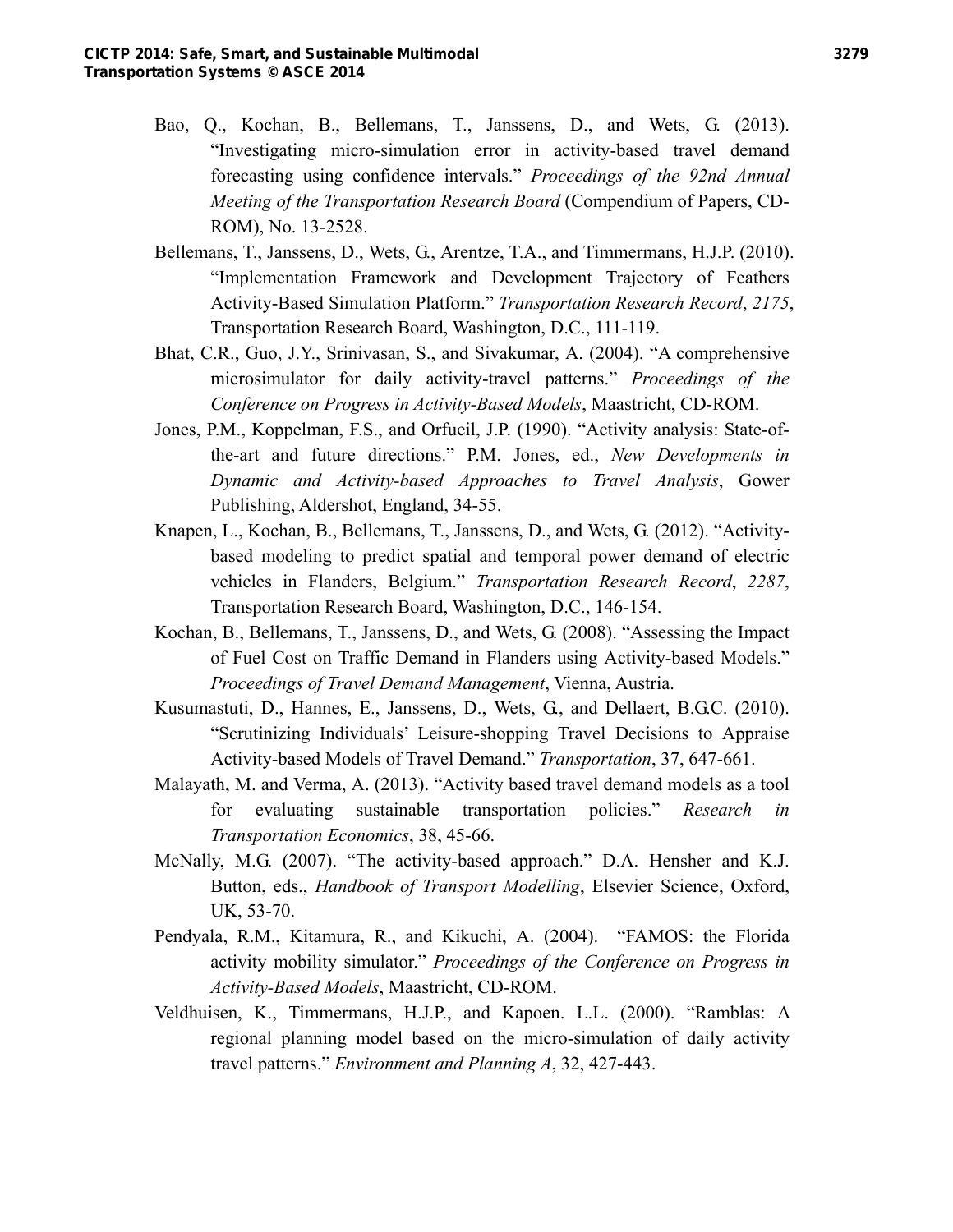Bao, Q., Kochan, B., Bellemans, T., Janssens, D., and Wets, G. (2013). "Investigating micro-simulation error in activity-based travel demand forecasting using confidence intervals." *Proceedings of the 92nd Annual Meeting of the Transportation Research Board* (Compendium of Papers, CD-ROM), No. 13-2528.

Bellemans, T., Janssens, D., Wets, G., Arentze, T.A., and Timmermans, H.J.P. (2010). "Implementation Framework and Development Trajectory of Feathers Activity-Based Simulation Platform." *Transportation Research Record*, *2175*, Transportation Research Board, Washington, D.C., 111-119.

Bhat, C.R., Guo, J.Y., Srinivasan, S., and Sivakumar, A. (2004). "A comprehensive microsimulator for daily activity-travel patterns." *Proceedings of the Conference on Progress in Activity-Based Models*, Maastricht, CD-ROM.

Jones, P.M., Koppelman, F.S., and Orfueil, J.P. (1990). "Activity analysis: State-of-the-art and future directions." P.M. Jones, ed., *New Developments in Dynamic and Activity-based Approaches to Travel Analysis*, Gower Publishing, Aldershot, England, 34-55.

Knapen, L., Kochan, B., Bellemans, T., Janssens, D., and Wets, G. (2012). "Activity-based modeling to predict spatial and temporal power demand of electric vehicles in Flanders, Belgium." *Transportation Research Record*, *2287*, Transportation Research Board, Washington, D.C., 146-154.

Kochan, B., Bellemans, T., Janssens, D., and Wets, G. (2008). "Assessing the Impact of Fuel Cost on Traffic Demand in Flanders using Activity-based Models." *Proceedings of Travel Demand Management*, Vienna, Austria.

Kusumastuti, D., Hannes, E., Janssens, D., Wets, G., and Dellaert, B.G.C. (2010). "Scrutinizing Individuals' Leisure-shopping Travel Decisions to Appraise Activity-based Models of Travel Demand." *Transportation*, 37, 647-661.

Malayath, M. and Verma, A. (2013). "Activity based travel demand models as a tool for evaluating sustainable transportation policies." *Research in Transportation Economics*, 38, 45-66.

McNally, M.G. (2007). "The activity-based approach." D.A. Hensher and K.J. Button, eds., *Handbook of Transport Modelling*, Elsevier Science, Oxford, UK, 53-70.

Pendyala, R.M., Kitamura, R., and Kikuchi, A. (2004). "FAMOS: the Florida activity mobility simulator." *Proceedings of the Conference on Progress in Activity-Based Models*, Maastricht, CD-ROM.

Veldhuisen, K., Timmermans, H.J.P., and Kapoen. L.L. (2000). "Ramblas: A regional planning model based on the micro-simulation of daily activity travel patterns." *Environment and Planning A*, 32, 427-443.